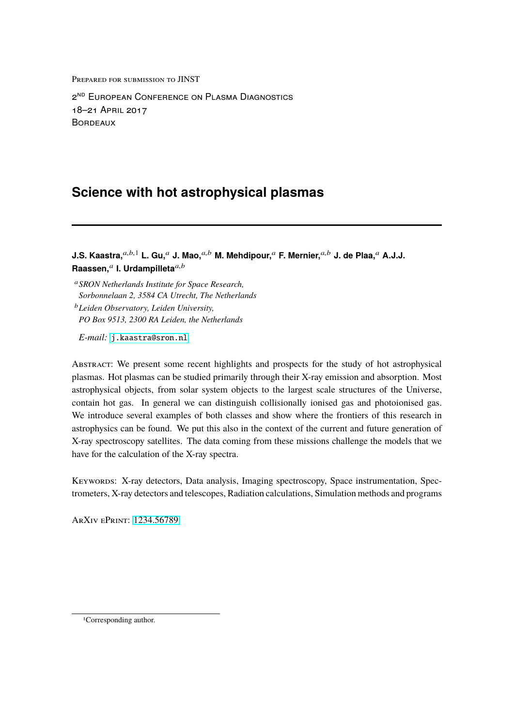Prepared for submission to JINST

2[ND] European Conference on Plasma Diagnostics
18–21 April 2017
Bordeaux

# Science with hot astrophysical plasmas

**J.S. Kaastra,**[a,b,1] **L. Gu,**[a] **J. Mao,**[a,b] **M. Mehdipour,**[a] **F. Mernier,**[a,b] **J. de Plaa,**[a] **A.J.J. Raassen,**[a] **I. Urdampilleta**[a,b]

[a] *SRON Netherlands Institute for Space Research, Sorbonnelaan 2, 3584 CA Utrecht, The Netherlands*

[b] *Leiden Observatory, Leiden University, PO Box 9513, 2300 RA Leiden, the Netherlands*

*E-mail:* j.kaastra@sron.nl

Abstract: We present some recent highlights and prospects for the study of hot astrophysical plasmas. Hot plasmas can be studied primarily through their X-ray emission and absorption. Most astrophysical objects, from solar system objects to the largest scale structures of the Universe, contain hot gas. In general we can distinguish collisionally ionised gas and photoionised gas. We introduce several examples of both classes and show where the frontiers of this research in astrophysics can be found. We put this also in the context of the current and future generation of X-ray spectroscopy satellites. The data coming from these missions challenge the models that we have for the calculation of the X-ray spectra.

Keywords: X-ray detectors, Data analysis, Imaging spectroscopy, Space instrumentation, Spectrometers, X-ray detectors and telescopes, Radiation calculations, Simulation methods and programs

ArXiv ePrint: 1234.56789

[1] Corresponding author.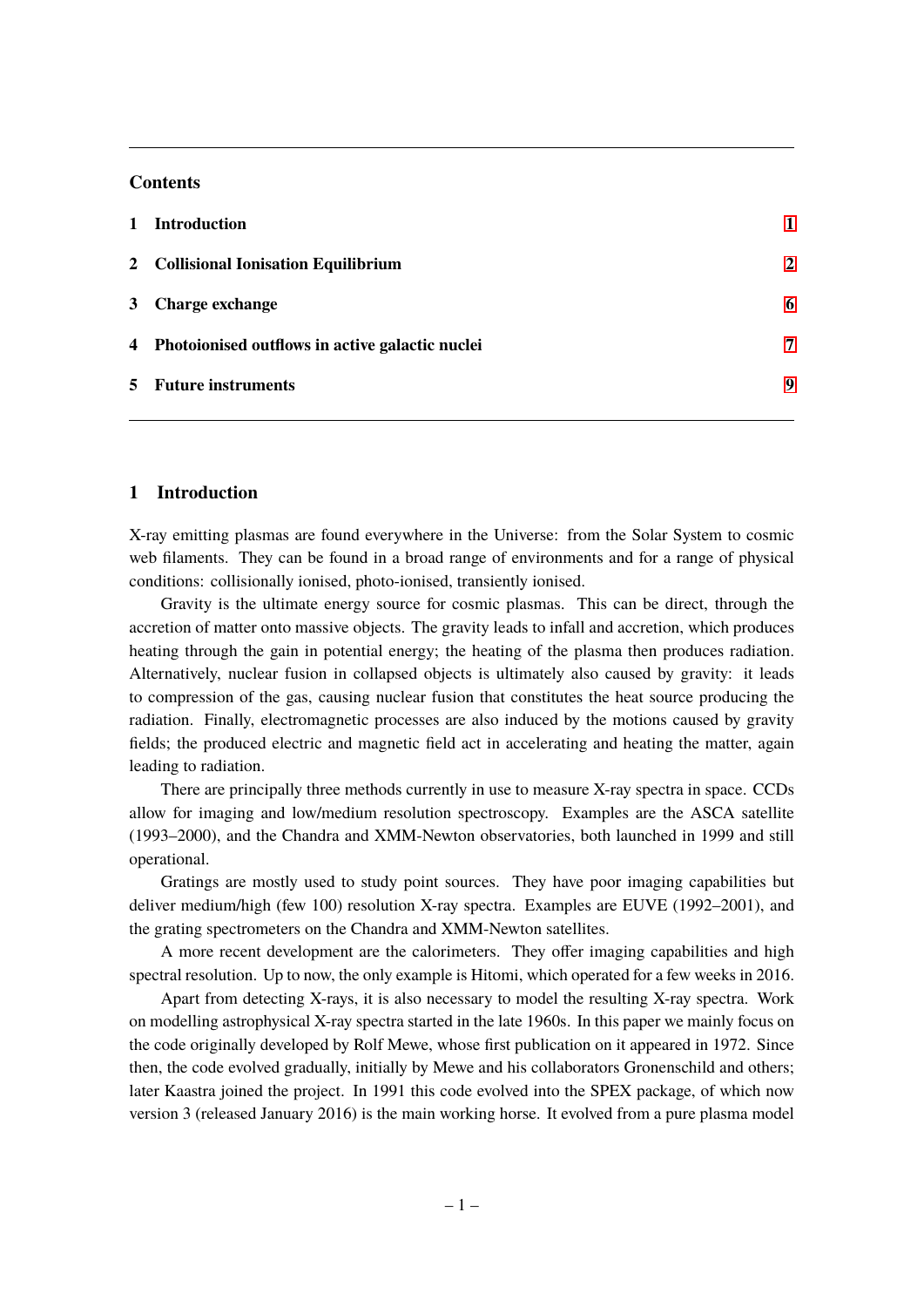## Contents

1 Introduction 1

2 Collisional Ionisation Equilibrium 2

3 Charge exchange 6

4 Photoionised outflows in active galactic nuclei 7

5 Future instruments 9

## 1 Introduction

X-ray emitting plasmas are found everywhere in the Universe: from the Solar System to cosmic web filaments. They can be found in a broad range of environments and for a range of physical conditions: collisionally ionised, photo-ionised, transiently ionised.

Gravity is the ultimate energy source for cosmic plasmas. This can be direct, through the accretion of matter onto massive objects. The gravity leads to infall and accretion, which produces heating through the gain in potential energy; the heating of the plasma then produces radiation. Alternatively, nuclear fusion in collapsed objects is ultimately also caused by gravity: it leads to compression of the gas, causing nuclear fusion that constitutes the heat source producing the radiation. Finally, electromagnetic processes are also induced by the motions caused by gravity fields; the produced electric and magnetic field act in accelerating and heating the matter, again leading to radiation.

There are principally three methods currently in use to measure X-ray spectra in space. CCDs allow for imaging and low/medium resolution spectroscopy. Examples are the ASCA satellite (1993–2000), and the Chandra and XMM-Newton observatories, both launched in 1999 and still operational.

Gratings are mostly used to study point sources. They have poor imaging capabilities but deliver medium/high (few 100) resolution X-ray spectra. Examples are EUVE (1992–2001), and the grating spectrometers on the Chandra and XMM-Newton satellites.

A more recent development are the calorimeters. They offer imaging capabilities and high spectral resolution. Up to now, the only example is Hitomi, which operated for a few weeks in 2016.

Apart from detecting X-rays, it is also necessary to model the resulting X-ray spectra. Work on modelling astrophysical X-ray spectra started in the late 1960s. In this paper we mainly focus on the code originally developed by Rolf Mewe, whose first publication on it appeared in 1972. Since then, the code evolved gradually, initially by Mewe and his collaborators Gronenschild and others; later Kaastra joined the project. In 1991 this code evolved into the SPEX package, of which now version 3 (released January 2016) is the main working horse. It evolved from a pure plasma model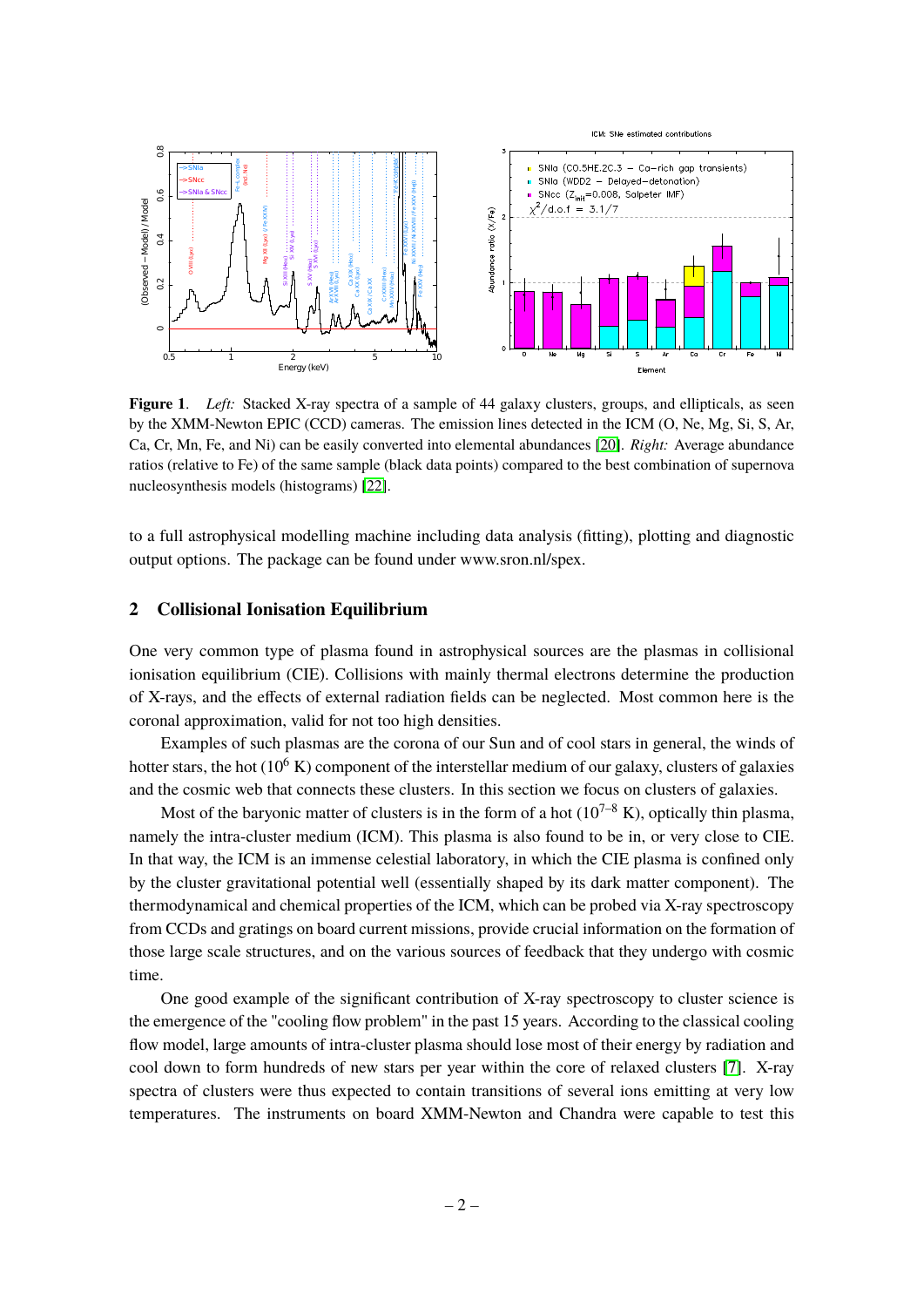**Figure 1**. *Left:* Stacked X-ray spectra of a sample of 44 galaxy clusters, groups, and ellipticals, as seen by the XMM-Newton EPIC (CCD) cameras. The emission lines detected in the ICM (O, Ne, Mg, Si, S, Ar, Ca, Cr, Mn, Fe, and Ni) can be easily converted into elemental abundances [20]. *Right:* Average abundance ratios (relative to Fe) of the same sample (black data points) compared to the best combination of supernova nucleosynthesis models (histograms) [22].

to a full astrophysical modelling machine including data analysis (fitting), plotting and diagnostic output options. The package can be found under www.sron.nl/spex.

## 2 Collisional Ionisation Equilibrium

One very common type of plasma found in astrophysical sources are the plasmas in collisional ionisation equilibrium (CIE). Collisions with mainly thermal electrons determine the production of X-rays, and the effects of external radiation fields can be neglected. Most common here is the coronal approximation, valid for not too high densities.

Examples of such plasmas are the corona of our Sun and of cool stars in general, the winds of hotter stars, the hot ($10^6$ K) component of the interstellar medium of our galaxy, clusters of galaxies and the cosmic web that connects these clusters. In this section we focus on clusters of galaxies.

Most of the baryonic matter of clusters is in the form of a hot ($10^{7-8}$ K), optically thin plasma, namely the intra-cluster medium (ICM). This plasma is also found to be in, or very close to CIE. In that way, the ICM is an immense celestial laboratory, in which the CIE plasma is confined only by the cluster gravitational potential well (essentially shaped by its dark matter component). The thermodynamical and chemical properties of the ICM, which can be probed via X-ray spectroscopy from CCDs and gratings on board current missions, provide crucial information on the formation of those large scale structures, and on the various sources of feedback that they undergo with cosmic time.

One good example of the significant contribution of X-ray spectroscopy to cluster science is the emergence of the "cooling flow problem" in the past 15 years. According to the classical cooling flow model, large amounts of intra-cluster plasma should lose most of their energy by radiation and cool down to form hundreds of new stars per year within the core of relaxed clusters [7]. X-ray spectra of clusters were thus expected to contain transitions of several ions emitting at very low temperatures. The instruments on board XMM-Newton and Chandra were capable to test this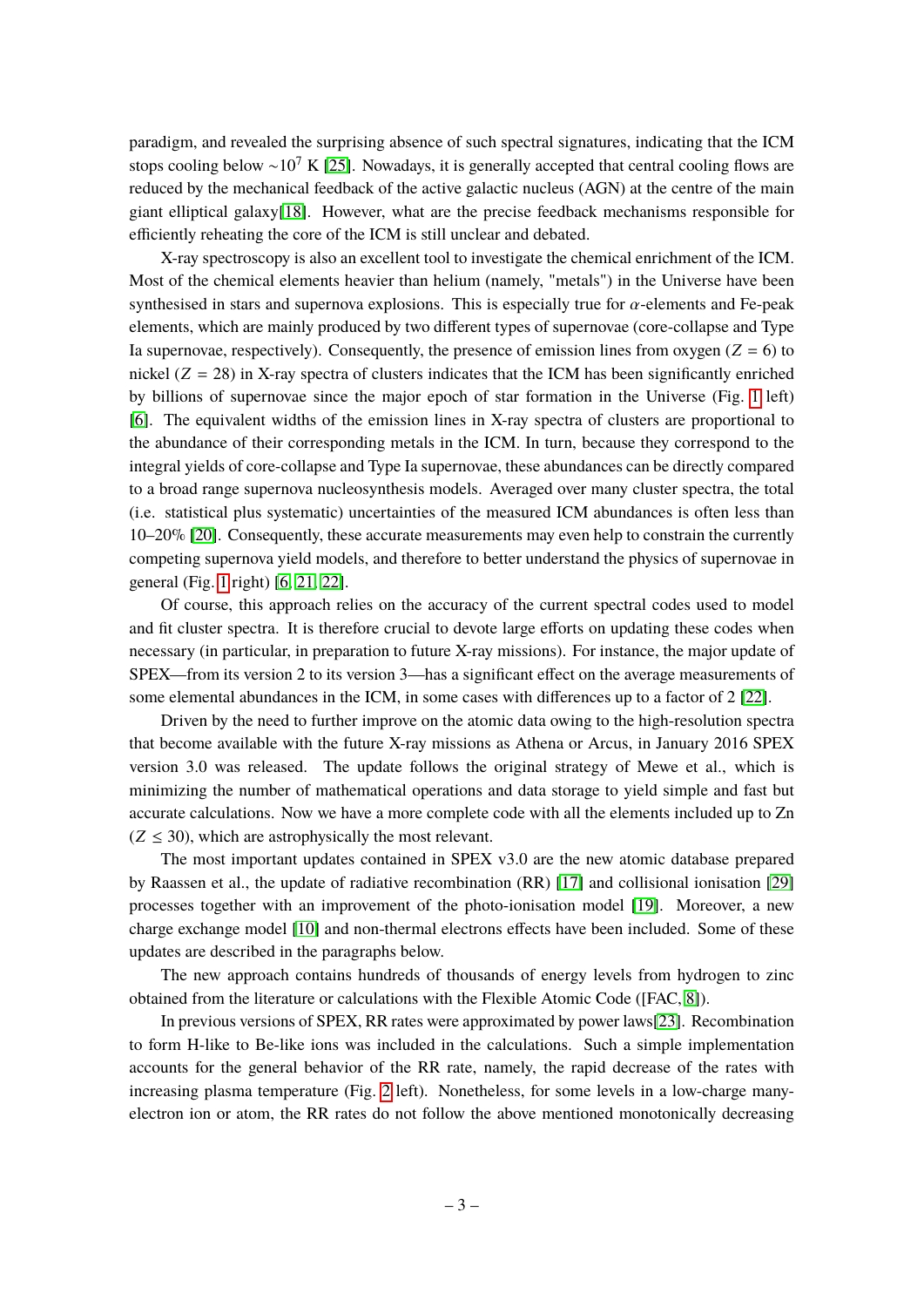paradigm, and revealed the surprising absence of such spectral signatures, indicating that the ICM stops cooling below $\sim 10^7$ K [25]. Nowadays, it is generally accepted that central cooling flows are reduced by the mechanical feedback of the active galactic nucleus (AGN) at the centre of the main giant elliptical galaxy[18]. However, what are the precise feedback mechanisms responsible for efficiently reheating the core of the ICM is still unclear and debated.

X-ray spectroscopy is also an excellent tool to investigate the chemical enrichment of the ICM. Most of the chemical elements heavier than helium (namely, "metals") in the Universe have been synthesised in stars and supernova explosions. This is especially true for $\alpha$-elements and Fe-peak elements, which are mainly produced by two different types of supernovae (core-collapse and Type Ia supernovae, respectively). Consequently, the presence of emission lines from oxygen ($Z = 6$) to nickel ($Z = 28$) in X-ray spectra of clusters indicates that the ICM has been significantly enriched by billions of supernovae since the major epoch of star formation in the Universe (Fig. 1 left) [6]. The equivalent widths of the emission lines in X-ray spectra of clusters are proportional to the abundance of their corresponding metals in the ICM. In turn, because they correspond to the integral yields of core-collapse and Type Ia supernovae, these abundances can be directly compared to a broad range supernova nucleosynthesis models. Averaged over many cluster spectra, the total (i.e. statistical plus systematic) uncertainties of the measured ICM abundances is often less than 10–20% [20]. Consequently, these accurate measurements may even help to constrain the currently competing supernova yield models, and therefore to better understand the physics of supernovae in general (Fig. 1 right) [6, 21, 22].

Of course, this approach relies on the accuracy of the current spectral codes used to model and fit cluster spectra. It is therefore crucial to devote large efforts on updating these codes when necessary (in particular, in preparation to future X-ray missions). For instance, the major update of SPEX—from its version 2 to its version 3—has a significant effect on the average measurements of some elemental abundances in the ICM, in some cases with differences up to a factor of 2 [22].

Driven by the need to further improve on the atomic data owing to the high-resolution spectra that become available with the future X-ray missions as Athena or Arcus, in January 2016 SPEX version 3.0 was released. The update follows the original strategy of Mewe et al., which is minimizing the number of mathematical operations and data storage to yield simple and fast but accurate calculations. Now we have a more complete code with all the elements included up to Zn ($Z \leq 30$), which are astrophysically the most relevant.

The most important updates contained in SPEX v3.0 are the new atomic database prepared by Raassen et al., the update of radiative recombination (RR) [17] and collisional ionisation [29] processes together with an improvement of the photo-ionisation model [19]. Moreover, a new charge exchange model [10] and non-thermal electrons effects have been included. Some of these updates are described in the paragraphs below.

The new approach contains hundreds of thousands of energy levels from hydrogen to zinc obtained from the literature or calculations with the Flexible Atomic Code ([FAC, 8]).

In previous versions of SPEX, RR rates were approximated by power laws[23]. Recombination to form H-like to Be-like ions was included in the calculations. Such a simple implementation accounts for the general behavior of the RR rate, namely, the rapid decrease of the rates with increasing plasma temperature (Fig. 2 left). Nonetheless, for some levels in a low-charge many-electron ion or atom, the RR rates do not follow the above mentioned monotonically decreasing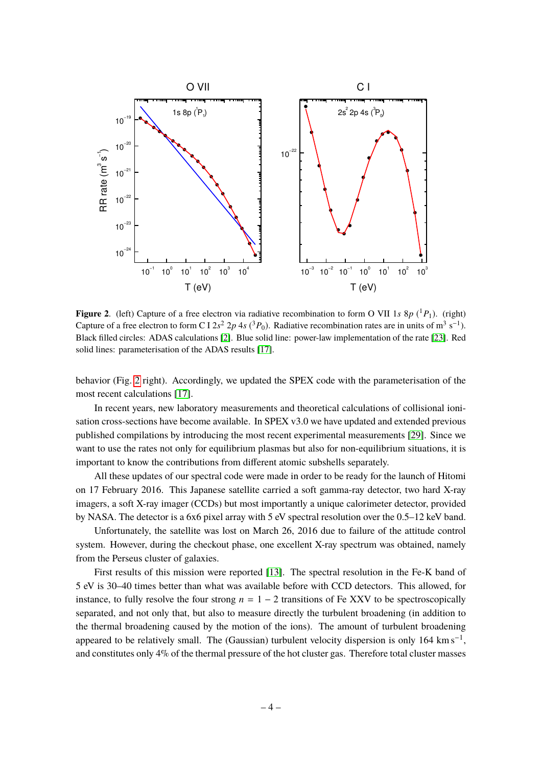**Figure 2**. (left) Capture of a free electron via radiative recombination to form O VII 1$s$ 8$p$ ($^1P_1$). (right) Capture of a free electron to form C I 2$s^2$ 2$p$ 4$s$ ($^3P_0$). Radiative recombination rates are in units of m$^3$ s$^{-1}$). Black filled circles: ADAS calculations [2]. Blue solid line: power-law implementation of the rate [23]. Red solid lines: parameterisation of the ADAS results [17].

behavior (Fig. 2 right). Accordingly, we updated the SPEX code with the parameterisation of the most recent calculations [17].

In recent years, new laboratory measurements and theoretical calculations of collisional ionisation cross-sections have become available. In SPEX v3.0 we have updated and extended previous published compilations by introducing the most recent experimental measurements [29]. Since we want to use the rates not only for equilibrium plasmas but also for non-equilibrium situations, it is important to know the contributions from different atomic subshells separately.

All these updates of our spectral code were made in order to be ready for the launch of Hitomi on 17 February 2016. This Japanese satellite carried a soft gamma-ray detector, two hard X-ray imagers, a soft X-ray imager (CCDs) but most importantly a unique calorimeter detector, provided by NASA. The detector is a 6x6 pixel array with 5 eV spectral resolution over the 0.5–12 keV band.

Unfortunately, the satellite was lost on March 26, 2016 due to failure of the attitude control system. However, during the checkout phase, one excellent X-ray spectrum was obtained, namely from the Perseus cluster of galaxies.

First results of this mission were reported [13]. The spectral resolution in the Fe-K band of 5 eV is 30–40 times better than what was available before with CCD detectors. This allowed, for instance, to fully resolve the four strong $n = 1 - 2$ transitions of Fe XXV to be spectroscopically separated, and not only that, but also to measure directly the turbulent broadening (in addition to the thermal broadening caused by the motion of the ions). The amount of turbulent broadening appeared to be relatively small. The (Gaussian) turbulent velocity dispersion is only 164 km s$^{-1}$, and constitutes only 4% of the thermal pressure of the hot cluster gas. Therefore total cluster masses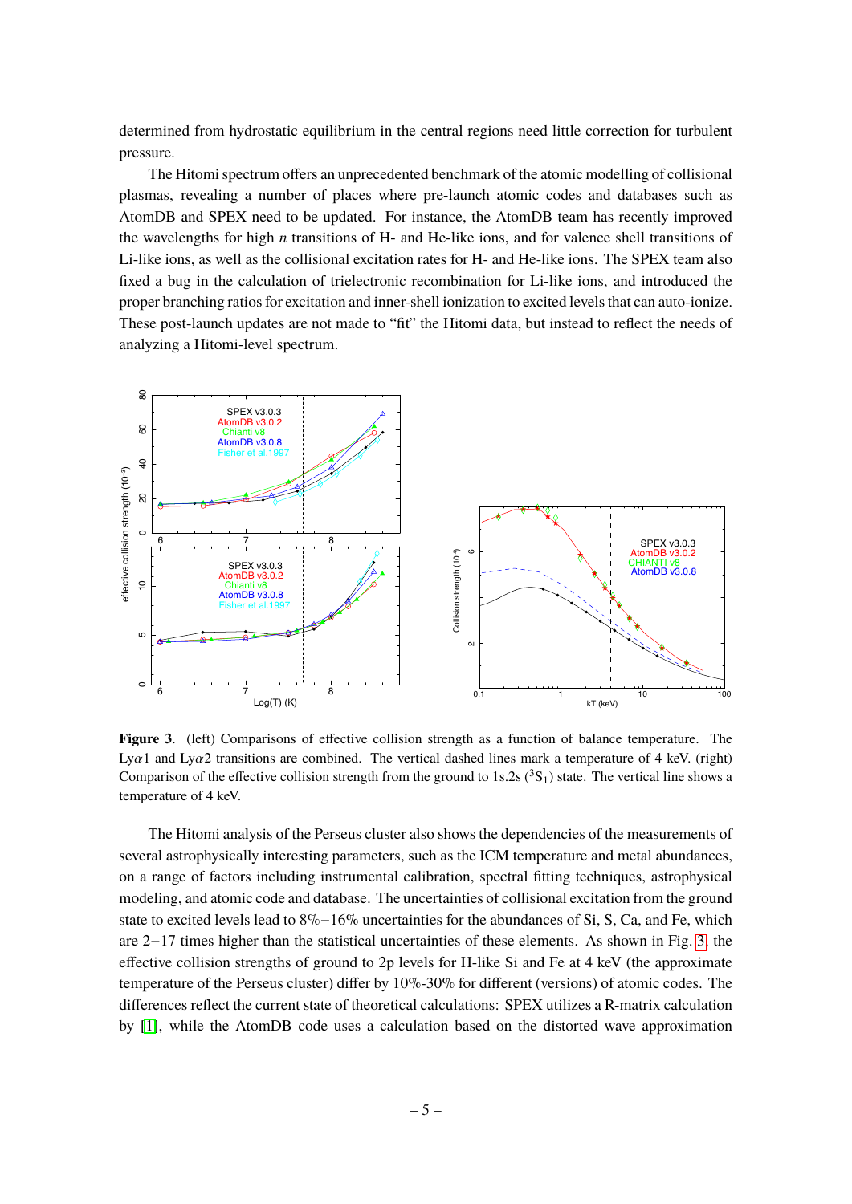determined from hydrostatic equilibrium in the central regions need little correction for turbulent pressure.

The Hitomi spectrum offers an unprecedented benchmark of the atomic modelling of collisional plasmas, revealing a number of places where pre-launch atomic codes and databases such as AtomDB and SPEX need to be updated. For instance, the AtomDB team has recently improved the wavelengths for high $n$ transitions of H- and He-like ions, and for valence shell transitions of Li-like ions, as well as the collisional excitation rates for H- and He-like ions. The SPEX team also fixed a bug in the calculation of trielectronic recombination for Li-like ions, and introduced the proper branching ratios for excitation and inner-shell ionization to excited levels that can auto-ionize. These post-launch updates are not made to "fit" the Hitomi data, but instead to reflect the needs of analyzing a Hitomi-level spectrum.

**Figure 3**. (left) Comparisons of effective collision strength as a function of balance temperature. The Ly$\alpha$1 and Ly$\alpha$2 transitions are combined. The vertical dashed lines mark a temperature of 4 keV. (right) Comparison of the effective collision strength from the ground to 1s.2s ($^3S_1$) state. The vertical line shows a temperature of 4 keV.

The Hitomi analysis of the Perseus cluster also shows the dependencies of the measurements of several astrophysically interesting parameters, such as the ICM temperature and metal abundances, on a range of factors including instrumental calibration, spectral fitting techniques, astrophysical modeling, and atomic code and database. The uncertainties of collisional excitation from the ground state to excited levels lead to 8%−16% uncertainties for the abundances of Si, S, Ca, and Fe, which are 2−17 times higher than the statistical uncertainties of these elements. As shown in Fig. 3, the effective collision strengths of ground to 2p levels for H-like Si and Fe at 4 keV (the approximate temperature of the Perseus cluster) differ by 10%-30% for different (versions) of atomic codes. The differences reflect the current state of theoretical calculations: SPEX utilizes a R-matrix calculation by [1], while the AtomDB code uses a calculation based on the distorted wave approximation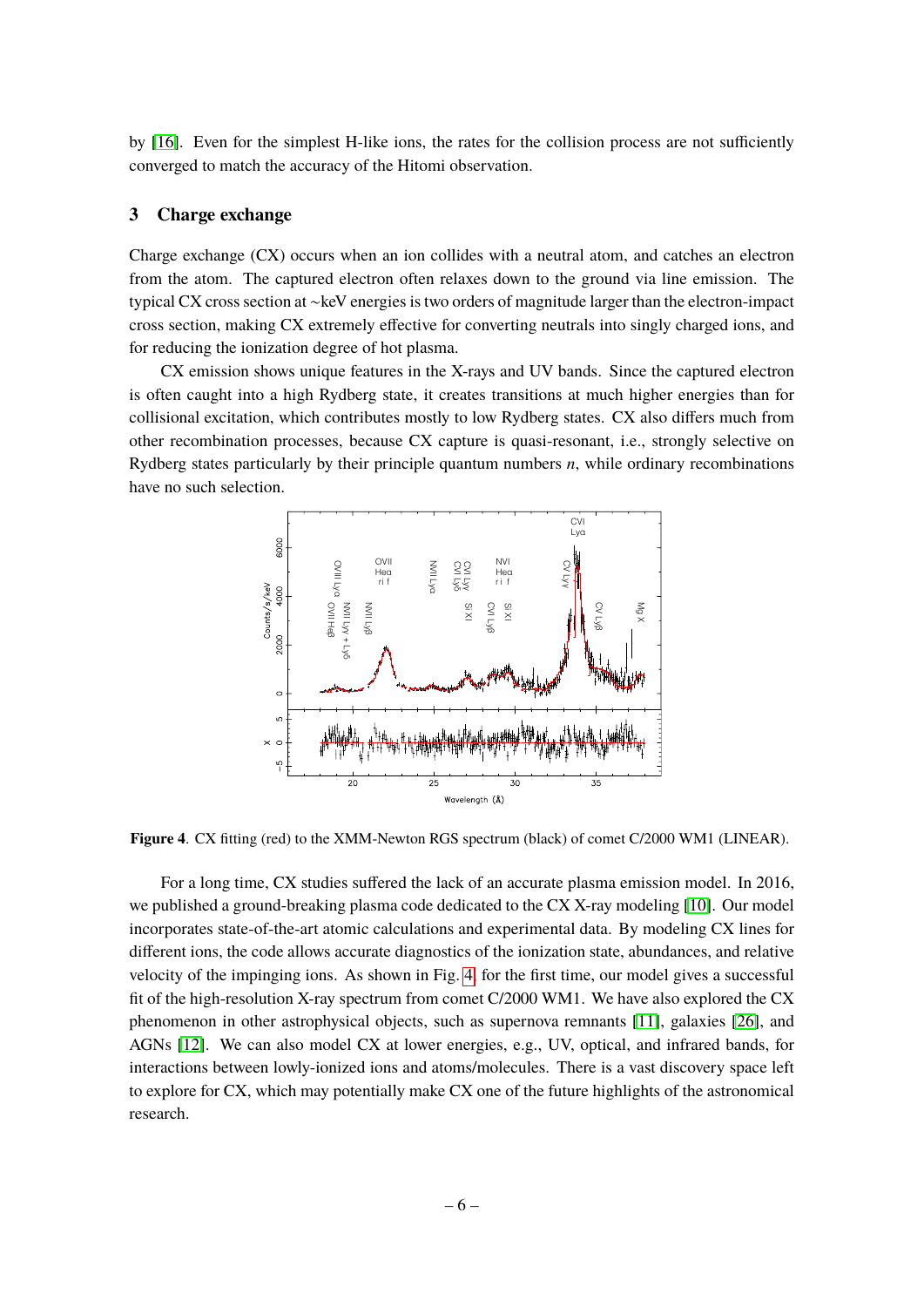by [16]. Even for the simplest H-like ions, the rates for the collision process are not sufficiently converged to match the accuracy of the Hitomi observation.

## 3 Charge exchange

Charge exchange (CX) occurs when an ion collides with a neutral atom, and catches an electron from the atom. The captured electron often relaxes down to the ground via line emission. The typical CX cross section at ~keV energies is two orders of magnitude larger than the electron-impact cross section, making CX extremely effective for converting neutrals into singly charged ions, and for reducing the ionization degree of hot plasma.

CX emission shows unique features in the X-rays and UV bands. Since the captured electron is often caught into a high Rydberg state, it creates transitions at much higher energies than for collisional excitation, which contributes mostly to low Rydberg states. CX also differs much from other recombination processes, because CX capture is quasi-resonant, i.e., strongly selective on Rydberg states particularly by their principle quantum numbers $n$, while ordinary recombinations have no such selection.

**Figure 4**. CX fitting (red) to the XMM-Newton RGS spectrum (black) of comet C/2000 WM1 (LINEAR).

For a long time, CX studies suffered the lack of an accurate plasma emission model. In 2016, we published a ground-breaking plasma code dedicated to the CX X-ray modeling [10]. Our model incorporates state-of-the-art atomic calculations and experimental data. By modeling CX lines for different ions, the code allows accurate diagnostics of the ionization state, abundances, and relative velocity of the impinging ions. As shown in Fig. 4, for the first time, our model gives a successful fit of the high-resolution X-ray spectrum from comet C/2000 WM1. We have also explored the CX phenomenon in other astrophysical objects, such as supernova remnants [11], galaxies [26], and AGNs [12]. We can also model CX at lower energies, e.g., UV, optical, and infrared bands, for interactions between lowly-ionized ions and atoms/molecules. There is a vast discovery space left to explore for CX, which may potentially make CX one of the future highlights of the astronomical research.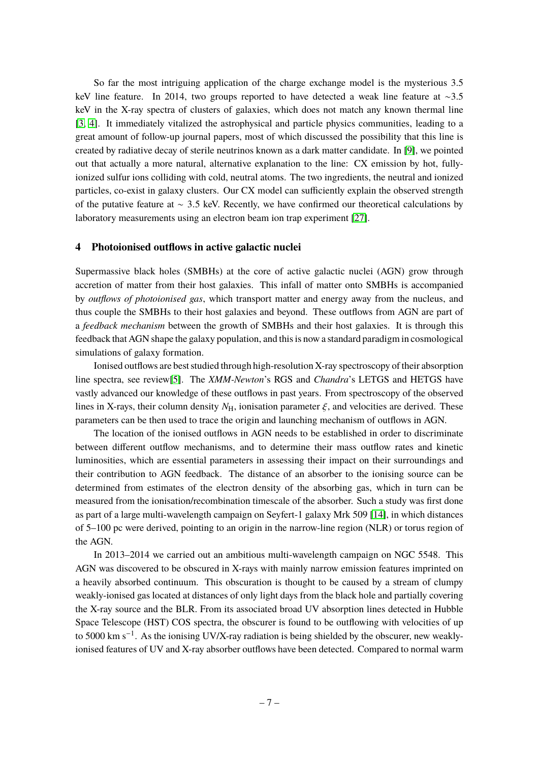So far the most intriguing application of the charge exchange model is the mysterious 3.5 keV line feature. In 2014, two groups reported to have detected a weak line feature at ∼3.5 keV in the X-ray spectra of clusters of galaxies, which does not match any known thermal line [3, 4]. It immediately vitalized the astrophysical and particle physics communities, leading to a great amount of follow-up journal papers, most of which discussed the possibility that this line is created by radiative decay of sterile neutrinos known as a dark matter candidate. In [9], we pointed out that actually a more natural, alternative explanation to the line: CX emission by hot, fully-ionized sulfur ions colliding with cold, neutral atoms. The two ingredients, the neutral and ionized particles, co-exist in galaxy clusters. Our CX model can sufficiently explain the observed strength of the putative feature at ∼ 3.5 keV. Recently, we have confirmed our theoretical calculations by laboratory measurements using an electron beam ion trap experiment [27].

## 4 Photoionised outflows in active galactic nuclei

Supermassive black holes (SMBHs) at the core of active galactic nuclei (AGN) grow through accretion of matter from their host galaxies. This infall of matter onto SMBHs is accompanied by *outflows of photoionised gas*, which transport matter and energy away from the nucleus, and thus couple the SMBHs to their host galaxies and beyond. These outflows from AGN are part of a *feedback mechanism* between the growth of SMBHs and their host galaxies. It is through this feedback that AGN shape the galaxy population, and this is now a standard paradigm in cosmological simulations of galaxy formation.

Ionised outflows are best studied through high-resolution X-ray spectroscopy of their absorption line spectra, see review[5]. The *XMM-Newton*'s RGS and *Chandra*'s LETGS and HETGS have vastly advanced our knowledge of these outflows in past years. From spectroscopy of the observed lines in X-rays, their column density $N_{\mathrm{H}}$, ionisation parameter $\xi$, and velocities are derived. These parameters can be then used to trace the origin and launching mechanism of outflows in AGN.

The location of the ionised outflows in AGN needs to be established in order to discriminate between different outflow mechanisms, and to determine their mass outflow rates and kinetic luminosities, which are essential parameters in assessing their impact on their surroundings and their contribution to AGN feedback. The distance of an absorber to the ionising source can be determined from estimates of the electron density of the absorbing gas, which in turn can be measured from the ionisation/recombination timescale of the absorber. Such a study was first done as part of a large multi-wavelength campaign on Seyfert-1 galaxy Mrk 509 [14], in which distances of 5–100 pc were derived, pointing to an origin in the narrow-line region (NLR) or torus region of the AGN.

In 2013–2014 we carried out an ambitious multi-wavelength campaign on NGC 5548. This AGN was discovered to be obscured in X-rays with mainly narrow emission features imprinted on a heavily absorbed continuum. This obscuration is thought to be caused by a stream of clumpy weakly-ionised gas located at distances of only light days from the black hole and partially covering the X-ray source and the BLR. From its associated broad UV absorption lines detected in Hubble Space Telescope (HST) COS spectra, the obscurer is found to be outflowing with velocities of up to 5000 km s$^{-1}$. As the ionising UV/X-ray radiation is being shielded by the obscurer, new weakly-ionised features of UV and X-ray absorber outflows have been detected. Compared to normal warm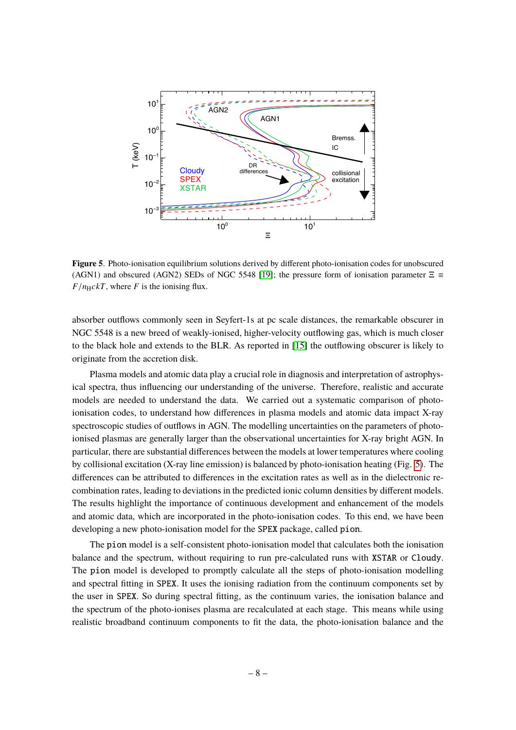**Figure 5**. Photo-ionisation equilibrium solutions derived by different photo-ionisation codes for unobscured (AGN1) and obscured (AGN2) SEDs of NGC 5548 [19]; the pressure form of ionisation parameter $\Xi \equiv F/n_{\rm H}ckT$, where $F$ is the ionising flux.

absorber outflows commonly seen in Seyfert-1s at pc scale distances, the remarkable obscurer in NGC 5548 is a new breed of weakly-ionised, higher-velocity outflowing gas, which is much closer to the black hole and extends to the BLR. As reported in [15] the outflowing obscurer is likely to originate from the accretion disk.

Plasma models and atomic data play a crucial role in diagnosis and interpretation of astrophysical spectra, thus influencing our understanding of the universe. Therefore, realistic and accurate models are needed to understand the data. We carried out a systematic comparison of photo-ionisation codes, to understand how differences in plasma models and atomic data impact X-ray spectroscopic studies of outflows in AGN. The modelling uncertainties on the parameters of photo-ionised plasmas are generally larger than the observational uncertainties for X-ray bright AGN. In particular, there are substantial differences between the models at lower temperatures where cooling by collisional excitation (X-ray line emission) is balanced by photo-ionisation heating (Fig. 5). The differences can be attributed to differences in the excitation rates as well as in the dielectronic recombination rates, leading to deviations in the predicted ionic column densities by different models. The results highlight the importance of continuous development and enhancement of the models and atomic data, which are incorporated in the photo-ionisation codes. To this end, we have been developing a new photo-ionisation model for the `SPEX` package, called `pion`.

The `pion` model is a self-consistent photo-ionisation model that calculates both the ionisation balance and the spectrum, without requiring to run pre-calculated runs with `XSTAR` or `Cloudy`. The `pion` model is developed to promptly calculate all the steps of photo-ionisation modelling and spectral fitting in `SPEX`. It uses the ionising radiation from the continuum components set by the user in `SPEX`. So during spectral fitting, as the continuum varies, the ionisation balance and the spectrum of the photo-ionises plasma are recalculated at each stage. This means while using realistic broadband continuum components to fit the data, the photo-ionisation balance and the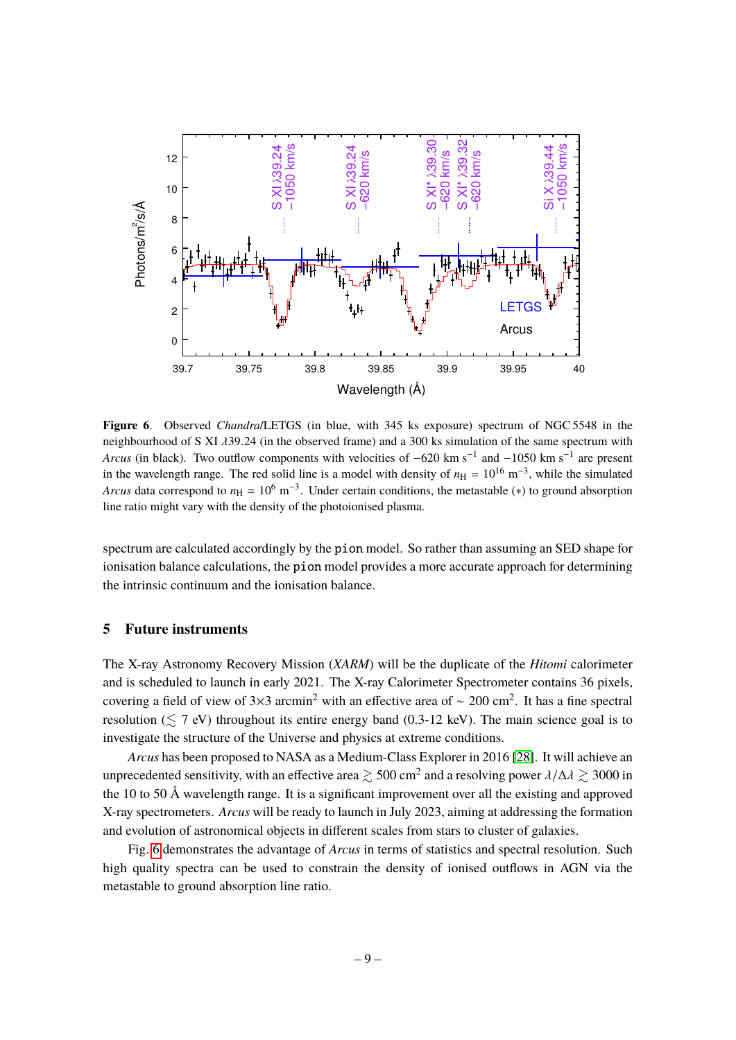**Figure 6**. Observed *Chandra*/LETGS (in blue, with 345 ks exposure) spectrum of NGC 5548 in the neighbourhood of S XI $\lambda$39.24 (in the observed frame) and a 300 ks simulation of the same spectrum with *Arcus* (in black). Two outflow components with velocities of $-620$ km s$^{-1}$ and $-1050$ km s$^{-1}$ are present in the wavelength range. The red solid line is a model with density of $n_{\rm H} = 10^{16}$ m$^{-3}$, while the simulated *Arcus* data correspond to $n_{\rm H} = 10^{6}$ m$^{-3}$. Under certain conditions, the metastable ($*$) to ground absorption line ratio might vary with the density of the photoionised plasma.

spectrum are calculated accordingly by the pion model. So rather than assuming an SED shape for ionisation balance calculations, the pion model provides a more accurate approach for determining the intrinsic continuum and the ionisation balance.

## 5 Future instruments

The X-ray Astronomy Recovery Mission (*XARM*) will be the duplicate of the *Hitomi* calorimeter and is scheduled to launch in early 2021. The X-ray Calorimeter Spectrometer contains 36 pixels, covering a field of view of 3×3 arcmin$^2$ with an effective area of $\sim$ 200 cm$^2$. It has a fine spectral resolution ($\lesssim$ 7 eV) throughout its entire energy band (0.3-12 keV). The main science goal is to investigate the structure of the Universe and physics at extreme conditions.

*Arcus* has been proposed to NASA as a Medium-Class Explorer in 2016 [28]. It will achieve an unprecedented sensitivity, with an effective area $\gtrsim$ 500 cm$^2$ and a resolving power $\lambda/\Delta\lambda \gtrsim 3000$ in the 10 to 50 Å wavelength range. It is a significant improvement over all the existing and approved X-ray spectrometers. *Arcus* will be ready to launch in July 2023, aiming at addressing the formation and evolution of astronomical objects in different scales from stars to cluster of galaxies.

Fig. 6 demonstrates the advantage of *Arcus* in terms of statistics and spectral resolution. Such high quality spectra can be used to constrain the density of ionised outflows in AGN via the metastable to ground absorption line ratio.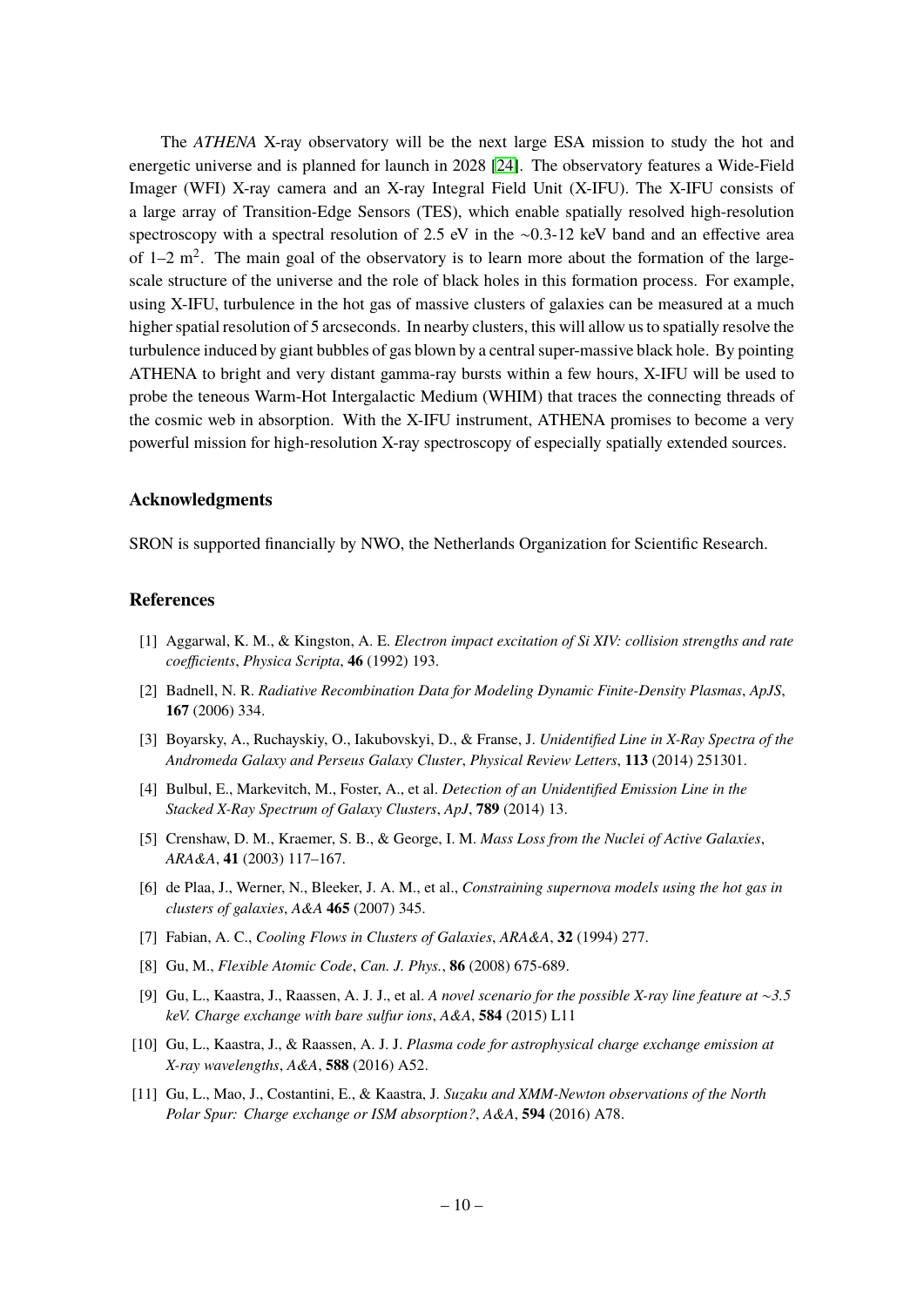The *ATHENA* X-ray observatory will be the next large ESA mission to study the hot and energetic universe and is planned for launch in 2028 [24]. The observatory features a Wide-Field Imager (WFI) X-ray camera and an X-ray Integral Field Unit (X-IFU). The X-IFU consists of a large array of Transition-Edge Sensors (TES), which enable spatially resolved high-resolution spectroscopy with a spectral resolution of 2.5 eV in the ~0.3-12 keV band and an effective area of 1–2 $m^2$. The main goal of the observatory is to learn more about the formation of the large-scale structure of the universe and the role of black holes in this formation process. For example, using X-IFU, turbulence in the hot gas of massive clusters of galaxies can be measured at a much higher spatial resolution of 5 arcseconds. In nearby clusters, this will allow us to spatially resolve the turbulence induced by giant bubbles of gas blown by a central super-massive black hole. By pointing ATHENA to bright and very distant gamma-ray bursts within a few hours, X-IFU will be used to probe the teneous Warm-Hot Intergalactic Medium (WHIM) that traces the connecting threads of the cosmic web in absorption. With the X-IFU instrument, ATHENA promises to become a very powerful mission for high-resolution X-ray spectroscopy of especially spatially extended sources.

### Acknowledgments

SRON is supported financially by NWO, the Netherlands Organization for Scientific Research.

### References

[1] Aggarwal, K. M., & Kingston, A. E. *Electron impact excitation of Si XIV: collision strengths and rate coefficients*, *Physica Scripta*, **46** (1992) 193.

[2] Badnell, N. R. *Radiative Recombination Data for Modeling Dynamic Finite-Density Plasmas*, *ApJS*, **167** (2006) 334.

[3] Boyarsky, A., Ruchayskiy, O., Iakubovskyi, D., & Franse, J. *Unidentified Line in X-Ray Spectra of the Andromeda Galaxy and Perseus Galaxy Cluster*, *Physical Review Letters*, **113** (2014) 251301.

[4] Bulbul, E., Markevitch, M., Foster, A., et al. *Detection of an Unidentified Emission Line in the Stacked X-Ray Spectrum of Galaxy Clusters*, *ApJ*, **789** (2014) 13.

[5] Crenshaw, D. M., Kraemer, S. B., & George, I. M. *Mass Loss from the Nuclei of Active Galaxies*, *ARA&A*, **41** (2003) 117–167.

[6] de Plaa, J., Werner, N., Bleeker, J. A. M., et al., *Constraining supernova models using the hot gas in clusters of galaxies*, *A&A* **465** (2007) 345.

[7] Fabian, A. C., *Cooling Flows in Clusters of Galaxies*, *ARA&A*, **32** (1994) 277.

[8] Gu, M., *Flexible Atomic Code*, *Can. J. Phys.*, **86** (2008) 675-689.

[9] Gu, L., Kaastra, J., Raassen, A. J. J., et al. *A novel scenario for the possible X-ray line feature at ~3.5 keV. Charge exchange with bare sulfur ions*, *A&A*, **584** (2015) L11

[10] Gu, L., Kaastra, J., & Raassen, A. J. J. *Plasma code for astrophysical charge exchange emission at X-ray wavelengths*, *A&A*, **588** (2016) A52.

[11] Gu, L., Mao, J., Costantini, E., & Kaastra, J. *Suzaku and XMM-Newton observations of the North Polar Spur: Charge exchange or ISM absorption?*, *A&A*, **594** (2016) A78.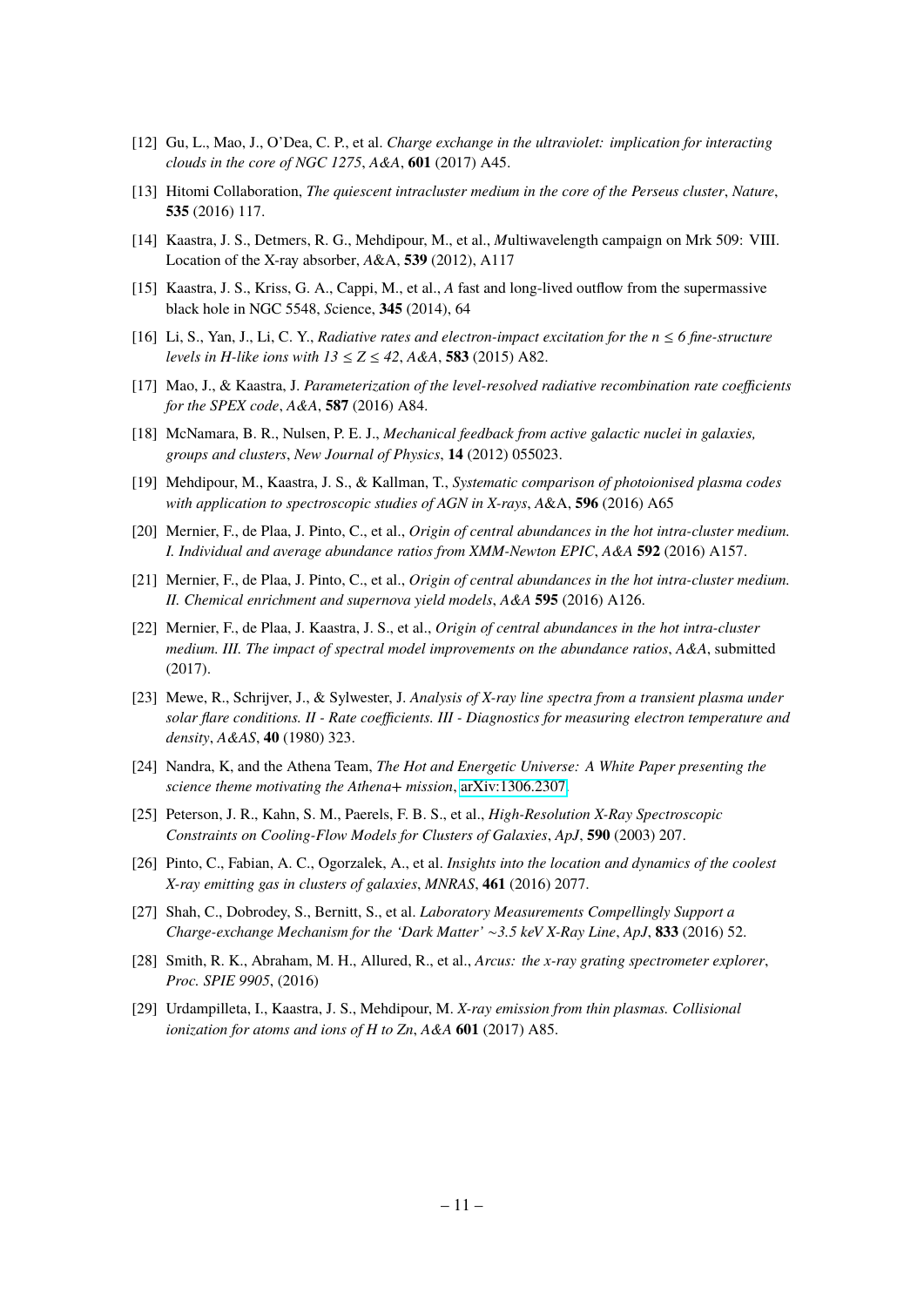[12] Gu, L., Mao, J., O'Dea, C. P., et al. *Charge exchange in the ultraviolet: implication for interacting clouds in the core of NGC 1275*, *A&A*, **601** (2017) A45.

[13] Hitomi Collaboration, *The quiescent intracluster medium in the core of the Perseus cluster*, *Nature*, **535** (2016) 117.

[14] Kaastra, J. S., Detmers, R. G., Mehdipour, M., et al., *M*ultiwavelength campaign on Mrk 509: VIII. Location of the X-ray absorber, *A*&A, **539** (2012), A117

[15] Kaastra, J. S., Kriss, G. A., Cappi, M., et al., *A* fast and long-lived outflow from the supermassive black hole in NGC 5548, *S*cience, **345** (2014), 64

[16] Li, S., Yan, J., Li, C. Y., *Radiative rates and electron-impact excitation for the n ≤ 6 fine-structure levels in H-like ions with 13 ≤ Z ≤ 42*, *A&A*, **583** (2015) A82.

[17] Mao, J., & Kaastra, J. *Parameterization of the level-resolved radiative recombination rate coefficients for the SPEX code*, *A&A*, **587** (2016) A84.

[18] McNamara, B. R., Nulsen, P. E. J., *Mechanical feedback from active galactic nuclei in galaxies, groups and clusters*, *New Journal of Physics*, **14** (2012) 055023.

[19] Mehdipour, M., Kaastra, J. S., & Kallman, T., *Systematic comparison of photoionised plasma codes with application to spectroscopic studies of AGN in X-rays*, *A*&A, **596** (2016) A65

[20] Mernier, F., de Plaa, J. Pinto, C., et al., *Origin of central abundances in the hot intra-cluster medium. I. Individual and average abundance ratios from XMM-Newton EPIC*, *A&A* **592** (2016) A157.

[21] Mernier, F., de Plaa, J. Pinto, C., et al., *Origin of central abundances in the hot intra-cluster medium. II. Chemical enrichment and supernova yield models*, *A&A* **595** (2016) A126.

[22] Mernier, F., de Plaa, J. Kaastra, J. S., et al., *Origin of central abundances in the hot intra-cluster medium. III. The impact of spectral model improvements on the abundance ratios*, *A&A*, submitted (2017).

[23] Mewe, R., Schrijver, J., & Sylwester, J. *Analysis of X-ray line spectra from a transient plasma under solar flare conditions. II - Rate coefficients. III - Diagnostics for measuring electron temperature and density*, *A&AS*, **40** (1980) 323.

[24] Nandra, K, and the Athena Team, *The Hot and Energetic Universe: A White Paper presenting the science theme motivating the Athena+ mission*, arXiv:1306.2307.

[25] Peterson, J. R., Kahn, S. M., Paerels, F. B. S., et al., *High-Resolution X-Ray Spectroscopic Constraints on Cooling-Flow Models for Clusters of Galaxies*, *ApJ*, **590** (2003) 207.

[26] Pinto, C., Fabian, A. C., Ogorzalek, A., et al. *Insights into the location and dynamics of the coolest X-ray emitting gas in clusters of galaxies*, *MNRAS*, **461** (2016) 2077.

[27] Shah, C., Dobrodey, S., Bernitt, S., et al. *Laboratory Measurements Compellingly Support a Charge-exchange Mechanism for the 'Dark Matter' ∼3.5 keV X-Ray Line*, *ApJ*, **833** (2016) 52.

[28] Smith, R. K., Abraham, M. H., Allured, R., et al., *Arcus: the x-ray grating spectrometer explorer*, *Proc. SPIE 9905*, (2016)

[29] Urdampilleta, I., Kaastra, J. S., Mehdipour, M. *X-ray emission from thin plasmas. Collisional ionization for atoms and ions of H to Zn*, *A&A* **601** (2017) A85.